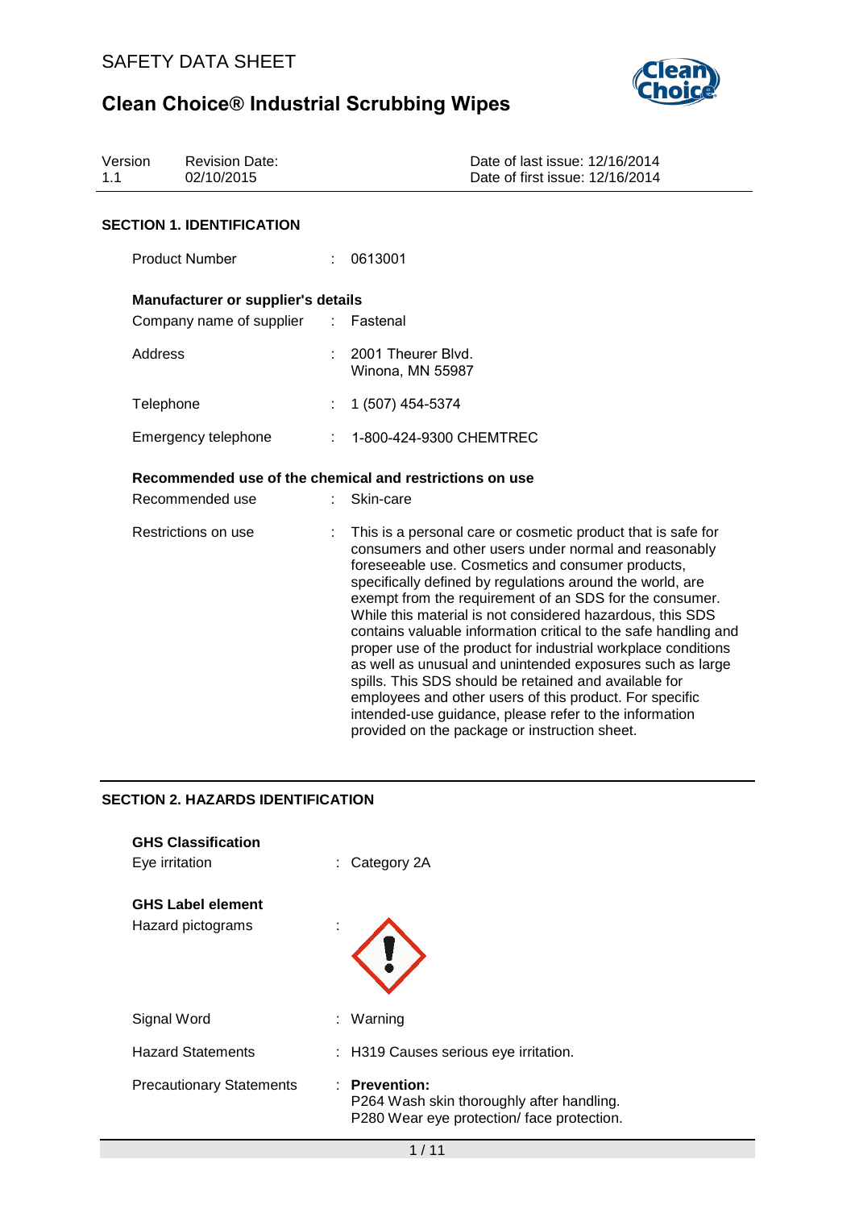SAFETY DATA SHEET

# Clean Choice® Industrial Scrubbing Wipes

| Version | Revision Date: | Date of last issue: 12/16/2014 |
|---|---|---|
| 1.1 | 02/10/2015 | Date of first issue: 12/16/2014 |

## SECTION 1. IDENTIFICATION

Product Number : 0613001

**Manufacturer or supplier's details**

Company name of supplier : Fastenal

Address : 2001 Theurer Blvd.
Winona, MN 55987

Telephone : 1 (507) 454-5374

Emergency telephone : 1-800-424-9300 CHEMTREC

**Recommended use of the chemical and restrictions on use**

Recommended use : Skin-care

Restrictions on use : This is a personal care or cosmetic product that is safe for consumers and other users under normal and reasonably foreseeable use. Cosmetics and consumer products, specifically defined by regulations around the world, are exempt from the requirement of an SDS for the consumer. While this material is not considered hazardous, this SDS contains valuable information critical to the safe handling and proper use of the product for industrial workplace conditions as well as unusual and unintended exposures such as large spills. This SDS should be retained and available for employees and other users of this product. For specific intended-use guidance, please refer to the information provided on the package or instruction sheet.

## SECTION 2. HAZARDS IDENTIFICATION

**GHS Classification**

Eye irritation : Category 2A

**GHS Label element**

Hazard pictograms :

Signal Word : Warning

Hazard Statements : H319 Causes serious eye irritation.

Precautionary Statements : **Prevention:**
P264 Wash skin thoroughly after handling.
P280 Wear eye protection/ face protection.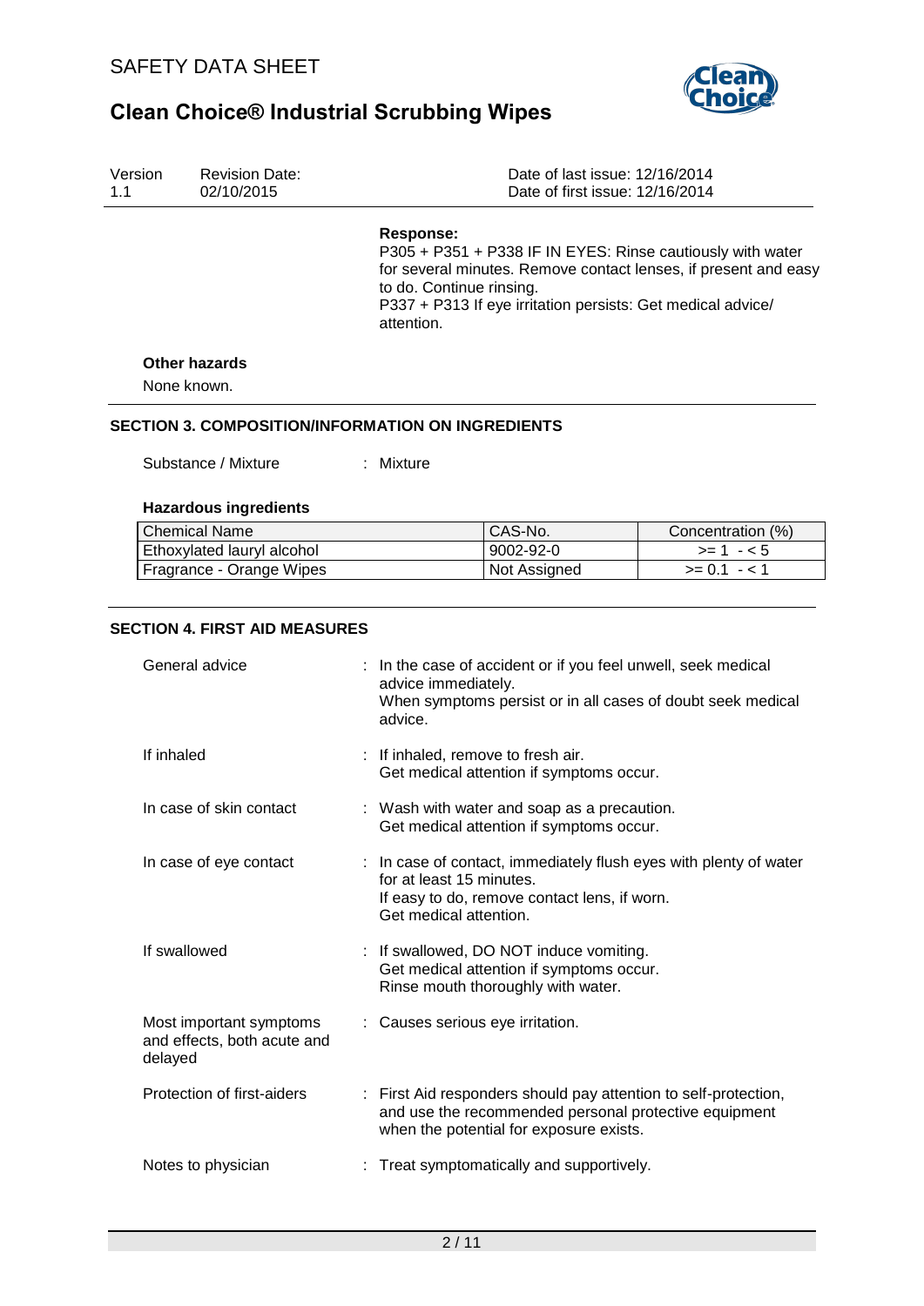**Response:**
P305 + P351 + P338 IF IN EYES: Rinse cautiously with water for several minutes. Remove contact lenses, if present and easy to do. Continue rinsing.
P337 + P313 If eye irritation persists: Get medical advice/ attention.

**Other hazards**

None known.

## SECTION 3. COMPOSITION/INFORMATION ON INGREDIENTS

Substance / Mixture : Mixture

**Hazardous ingredients**

| Chemical Name | CAS-No. | Concentration (%) |
|---|---|---|
| Ethoxylated lauryl alcohol | 9002-92-0 | >= 1 - < 5 |
| Fragrance - Orange Wipes | Not Assigned | >= 0.1 - < 1 |

## SECTION 4. FIRST AID MEASURES

General advice : In the case of accident or if you feel unwell, seek medical advice immediately.
When symptoms persist or in all cases of doubt seek medical advice.

If inhaled : If inhaled, remove to fresh air.
Get medical attention if symptoms occur.

In case of skin contact : Wash with water and soap as a precaution.
Get medical attention if symptoms occur.

In case of eye contact : In case of contact, immediately flush eyes with plenty of water for at least 15 minutes.
If easy to do, remove contact lens, if worn.
Get medical attention.

If swallowed : If swallowed, DO NOT induce vomiting.
Get medical attention if symptoms occur.
Rinse mouth thoroughly with water.

Most important symptoms and effects, both acute and delayed : Causes serious eye irritation.

Protection of first-aiders : First Aid responders should pay attention to self-protection, and use the recommended personal protective equipment when the potential for exposure exists.

Notes to physician : Treat symptomatically and supportively.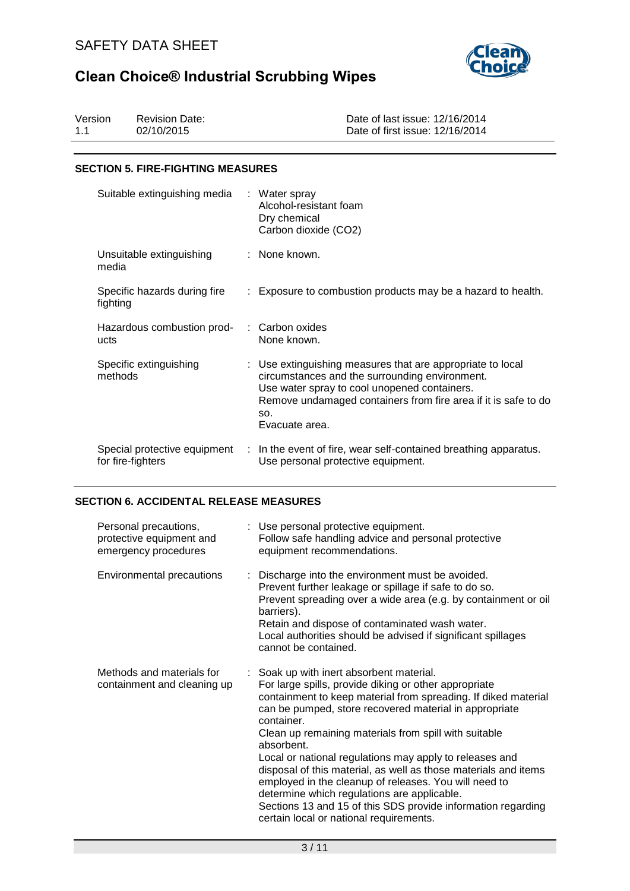## SECTION 5. FIRE-FIGHTING MEASURES

| | |
|---|---|
| Suitable extinguishing media | : Water spray<br>Alcohol-resistant foam<br>Dry chemical<br>Carbon dioxide ($CO_2$) |
| Unsuitable extinguishing media | : None known. |
| Specific hazards during fire fighting | : Exposure to combustion products may be a hazard to health. |
| Hazardous combustion products | : Carbon oxides<br>None known. |
| Specific extinguishing methods | : Use extinguishing measures that are appropriate to local circumstances and the surrounding environment.<br>Use water spray to cool unopened containers.<br>Remove undamaged containers from fire area if it is safe to do so.<br>Evacuate area. |
| Special protective equipment for fire-fighters | : In the event of fire, wear self-contained breathing apparatus.<br>Use personal protective equipment. |

## SECTION 6. ACCIDENTAL RELEASE MEASURES

| | |
|---|---|
| Personal precautions, protective equipment and emergency procedures | : Use personal protective equipment.<br>Follow safe handling advice and personal protective equipment recommendations. |
| Environmental precautions | : Discharge into the environment must be avoided.<br>Prevent further leakage or spillage if safe to do so.<br>Prevent spreading over a wide area (e.g. by containment or oil barriers).<br>Retain and dispose of contaminated wash water.<br>Local authorities should be advised if significant spillages cannot be contained. |
| Methods and materials for containment and cleaning up | : Soak up with inert absorbent material.<br>For large spills, provide diking or other appropriate containment to keep material from spreading. If diked material can be pumped, store recovered material in appropriate container.<br>Clean up remaining materials from spill with suitable absorbent.<br>Local or national regulations may apply to releases and disposal of this material, as well as those materials and items employed in the cleanup of releases. You will need to determine which regulations are applicable.<br>Sections 13 and 15 of this SDS provide information regarding certain local or national requirements. |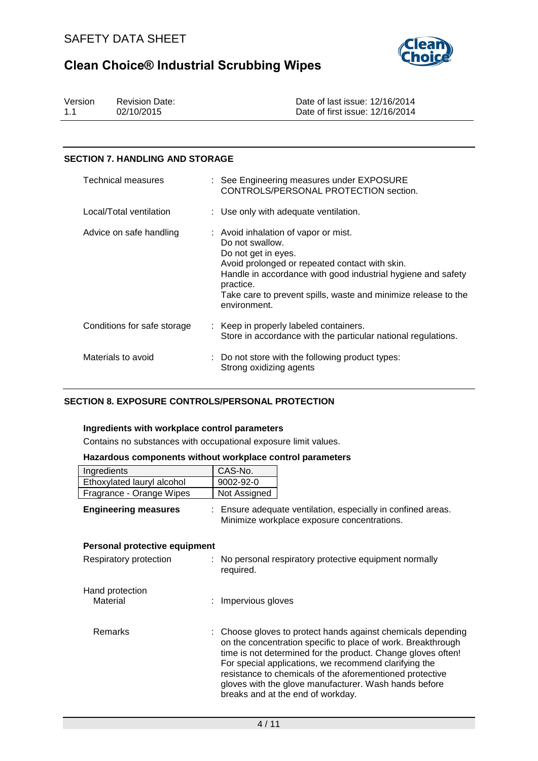## SECTION 7. HANDLING AND STORAGE

| | |
|---|---|
| Technical measures | : See Engineering measures under EXPOSURE CONTROLS/PERSONAL PROTECTION section. |
| Local/Total ventilation | : Use only with adequate ventilation. |
| Advice on safe handling | : Avoid inhalation of vapor or mist.<br>Do not swallow.<br>Do not get in eyes.<br>Avoid prolonged or repeated contact with skin.<br>Handle in accordance with good industrial hygiene and safety practice.<br>Take care to prevent spills, waste and minimize release to the environment. |
| Conditions for safe storage | : Keep in properly labeled containers.<br>Store in accordance with the particular national regulations. |
| Materials to avoid | : Do not store with the following product types:<br>Strong oxidizing agents |

## SECTION 8. EXPOSURE CONTROLS/PERSONAL PROTECTION

**Ingredients with workplace control parameters**

Contains no substances with occupational exposure limit values.

**Hazardous components without workplace control parameters**

| Ingredients | CAS-No. |
|---|---|
| Ethoxylated lauryl alcohol | 9002-92-0 |
| Fragrance - Orange Wipes | Not Assigned |

**Engineering measures** : Ensure adequate ventilation, especially in confined areas. Minimize workplace exposure concentrations.

**Personal protective equipment**

| | |
|---|---|
| Respiratory protection | : No personal respiratory protective equipment normally required. |
| Hand protection<br>Material | : Impervious gloves |
| Remarks | : Choose gloves to protect hands against chemicals depending on the concentration specific to place of work. Breakthrough time is not determined for the product. Change gloves often! For special applications, we recommend clarifying the resistance to chemicals of the aforementioned protective gloves with the glove manufacturer. Wash hands before breaks and at the end of workday. |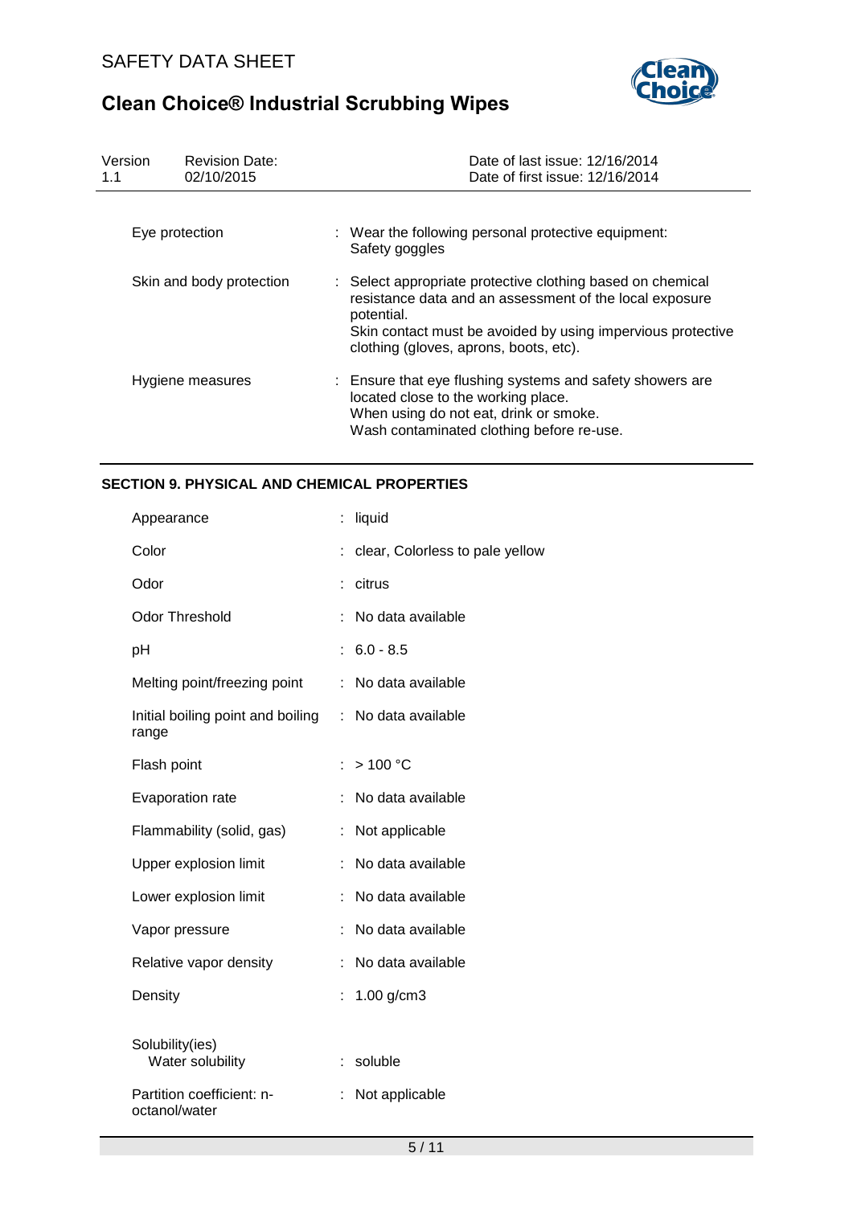| | |
|---|---|
| Eye protection | : Wear the following personal protective equipment:<br>Safety goggles |
| Skin and body protection | : Select appropriate protective clothing based on chemical resistance data and an assessment of the local exposure potential.<br>Skin contact must be avoided by using impervious protective clothing (gloves, aprons, boots, etc). |
| Hygiene measures | : Ensure that eye flushing systems and safety showers are located close to the working place.<br>When using do not eat, drink or smoke.<br>Wash contaminated clothing before re-use. |

## SECTION 9. PHYSICAL AND CHEMICAL PROPERTIES

| | |
|---|---|
| Appearance | : liquid |
| Color | : clear, Colorless to pale yellow |
| Odor | : citrus |
| Odor Threshold | : No data available |
| pH | : 6.0 - 8.5 |
| Melting point/freezing point | : No data available |
| Initial boiling point and boiling range | : No data available |
| Flash point | : > 100 °C |
| Evaporation rate | : No data available |
| Flammability (solid, gas) | : Not applicable |
| Upper explosion limit | : No data available |
| Lower explosion limit | : No data available |
| Vapor pressure | : No data available |
| Relative vapor density | : No data available |
| Density | : 1.00 g/cm3 |
| Solubility(ies)<br>Water solubility | : soluble |
| Partition coefficient: n-octanol/water | : Not applicable |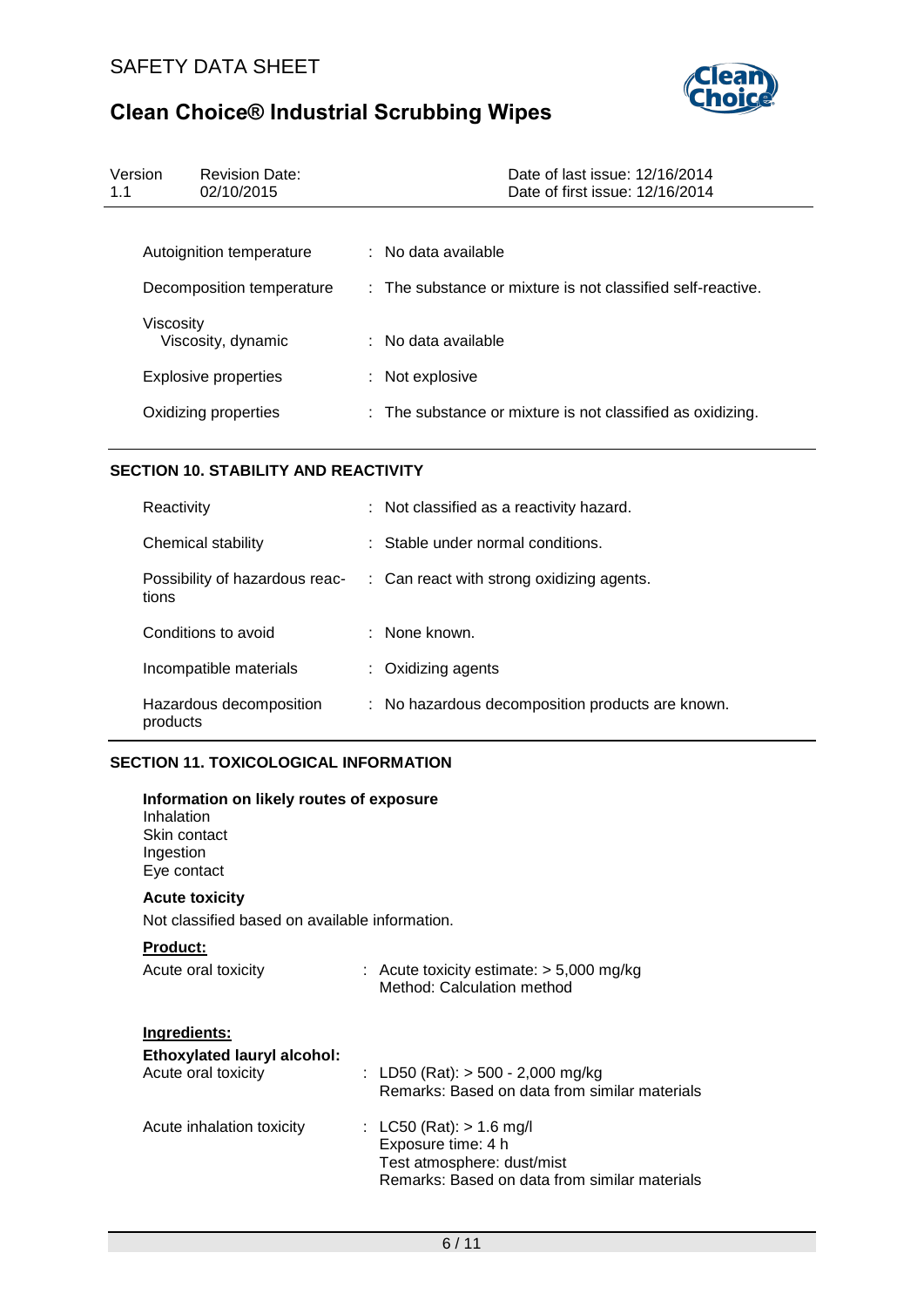| | |
|---|---|
| Autoignition temperature | : No data available |
| Decomposition temperature | : The substance or mixture is not classified self-reactive. |
| Viscosity<br>Viscosity, dynamic | : No data available |
| Explosive properties | : Not explosive |
| Oxidizing properties | : The substance or mixture is not classified as oxidizing. |

## SECTION 10. STABILITY AND REACTIVITY

| | |
|---|---|
| Reactivity | : Not classified as a reactivity hazard. |
| Chemical stability | : Stable under normal conditions. |
| Possibility of hazardous reactions | : Can react with strong oxidizing agents. |
| Conditions to avoid | : None known. |
| Incompatible materials | : Oxidizing agents |
| Hazardous decomposition products | : No hazardous decomposition products are known. |

## SECTION 11. TOXICOLOGICAL INFORMATION

**Information on likely routes of exposure**
Inhalation
Skin contact
Ingestion
Eye contact

**Acute toxicity**

Not classified based on available information.

**Product:**

| | |
|---|---|
| Acute oral toxicity | : Acute toxicity estimate: > 5,000 mg/kg<br>Method: Calculation method |

**Ingredients:**

**Ethoxylated lauryl alcohol:**

| | |
|---|---|
| Acute oral toxicity | : LD50 (Rat): > 500 - 2,000 mg/kg<br>Remarks: Based on data from similar materials |
| Acute inhalation toxicity | : LC50 (Rat): > 1.6 mg/l<br>Exposure time: 4 h<br>Test atmosphere: dust/mist<br>Remarks: Based on data from similar materials |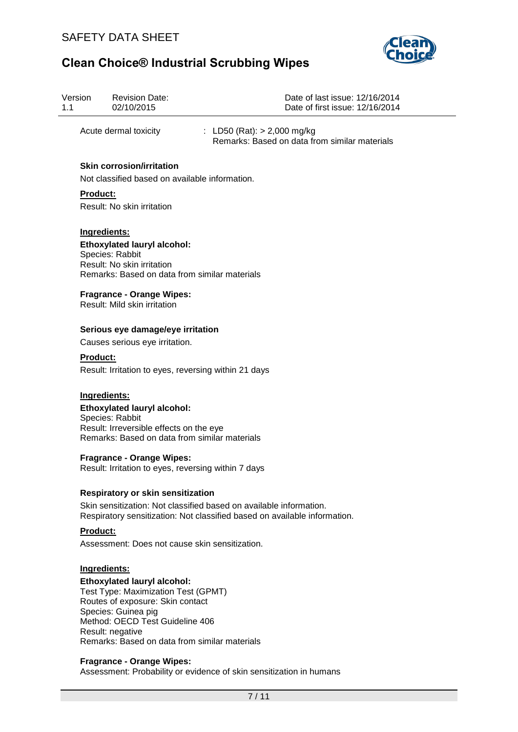Acute dermal toxicity : LD50 (Rat): > 2,000 mg/kg
Remarks: Based on data from similar materials

**Skin corrosion/irritation**

Not classified based on available information.

**Product:**

Result: No skin irritation

**Ingredients:**

**Ethoxylated lauryl alcohol:**
Species: Rabbit
Result: No skin irritation
Remarks: Based on data from similar materials

**Fragrance - Orange Wipes:**
Result: Mild skin irritation

**Serious eye damage/eye irritation**

Causes serious eye irritation.

**Product:**

Result: Irritation to eyes, reversing within 21 days

**Ingredients:**

**Ethoxylated lauryl alcohol:**
Species: Rabbit
Result: Irreversible effects on the eye
Remarks: Based on data from similar materials

**Fragrance - Orange Wipes:**
Result: Irritation to eyes, reversing within 7 days

**Respiratory or skin sensitization**

Skin sensitization: Not classified based on available information.
Respiratory sensitization: Not classified based on available information.

**Product:**

Assessment: Does not cause skin sensitization.

**Ingredients:**

**Ethoxylated lauryl alcohol:**
Test Type: Maximization Test (GPMT)
Routes of exposure: Skin contact
Species: Guinea pig
Method: OECD Test Guideline 406
Result: negative
Remarks: Based on data from similar materials

**Fragrance - Orange Wipes:**
Assessment: Probability or evidence of skin sensitization in humans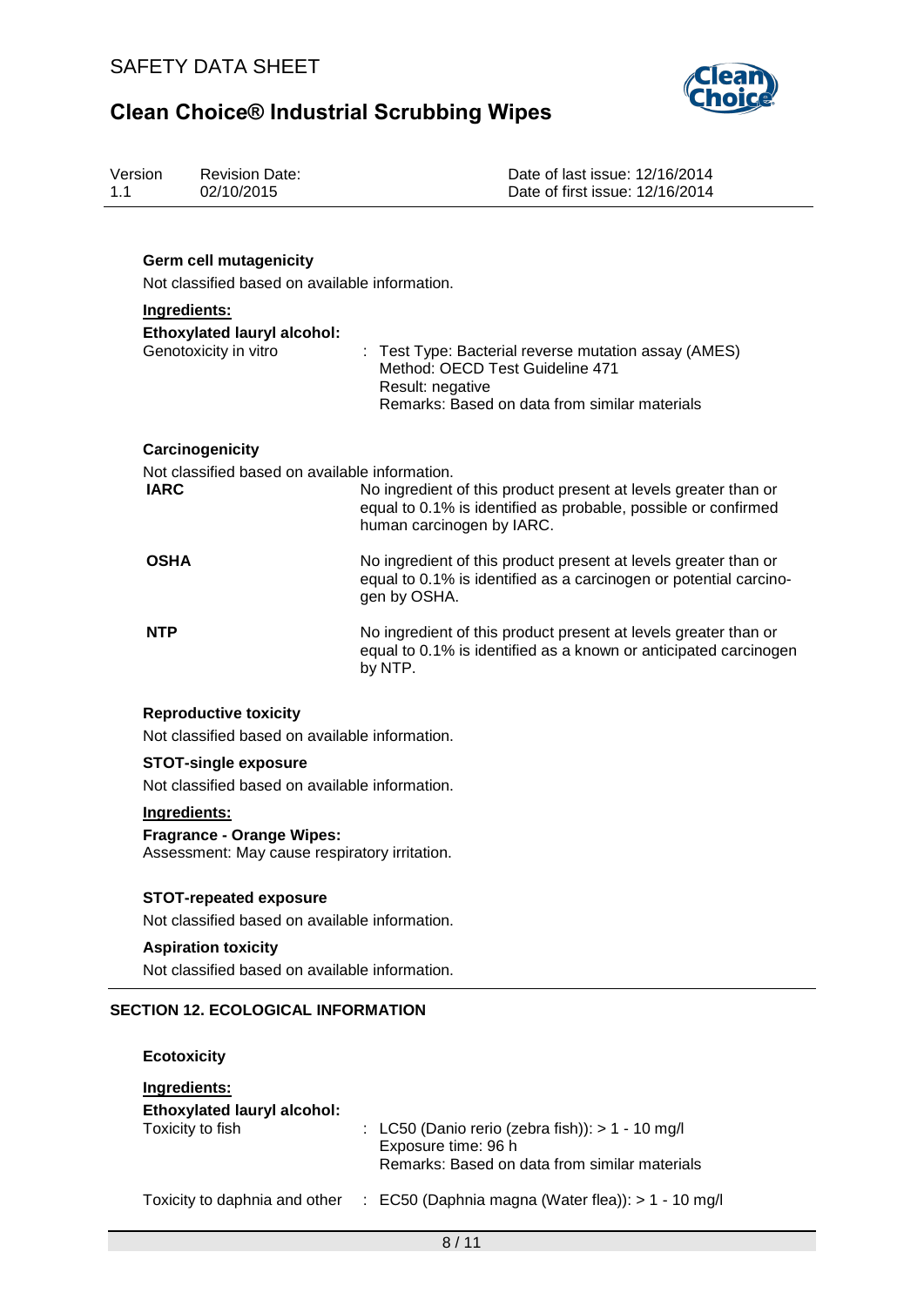**Germ cell mutagenicity**

Not classified based on available information.

**Ingredients:**

**Ethoxylated lauryl alcohol:**

| | |
|---|---|
| Genotoxicity in vitro | : Test Type: Bacterial reverse mutation assay (AMES)<br>Method: OECD Test Guideline 471<br>Result: negative<br>Remarks: Based on data from similar materials |

**Carcinogenicity**

Not classified based on available information.

| | |
|---|---|
| **IARC** | No ingredient of this product present at levels greater than or equal to 0.1% is identified as probable, possible or confirmed human carcinogen by IARC. |
| **OSHA** | No ingredient of this product present at levels greater than or equal to 0.1% is identified as a carcinogen or potential carcinogen by OSHA. |
| **NTP** | No ingredient of this product present at levels greater than or equal to 0.1% is identified as a known or anticipated carcinogen by NTP. |

**Reproductive toxicity**

Not classified based on available information.

**STOT-single exposure**

Not classified based on available information.

**Ingredients:**

**Fragrance - Orange Wipes:**

Assessment: May cause respiratory irritation.

**STOT-repeated exposure**

Not classified based on available information.

**Aspiration toxicity**

Not classified based on available information.

## SECTION 12. ECOLOGICAL INFORMATION

**Ecotoxicity**

**Ingredients:**

**Ethoxylated lauryl alcohol:**

| | |
|---|---|
| Toxicity to fish | : LC50 (Danio rerio (zebra fish)): > 1 - 10 mg/l<br>Exposure time: 96 h<br>Remarks: Based on data from similar materials |
| Toxicity to daphnia and other | : EC50 (Daphnia magna (Water flea)): > 1 - 10 mg/l |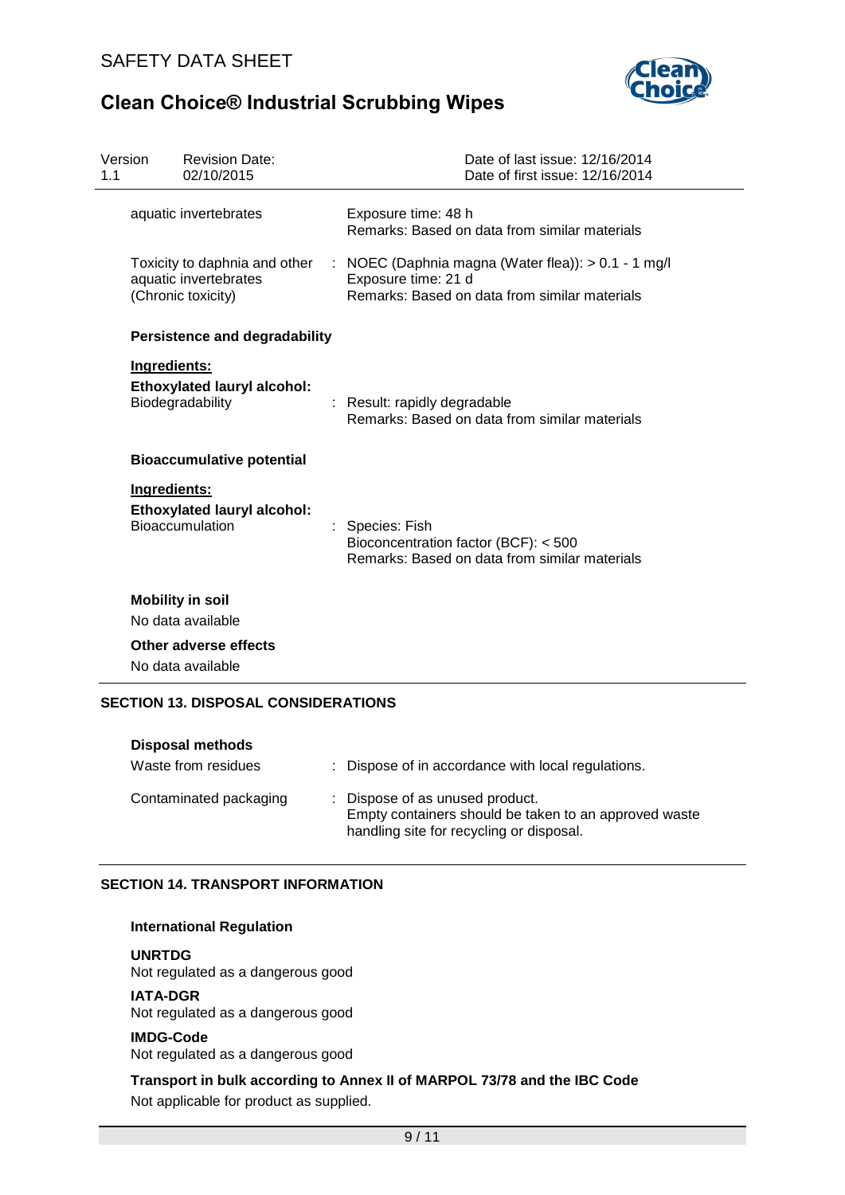| | |
|---|---|
| aquatic invertebrates | Exposure time: 48 h<br>Remarks: Based on data from similar materials |
| Toxicity to daphnia and other aquatic invertebrates (Chronic toxicity) | : NOEC (Daphnia magna (Water flea)): > 0.1 - 1 mg/l<br>Exposure time: 21 d<br>Remarks: Based on data from similar materials |

**Persistence and degradability**

**Ingredients:**

**Ethoxylated lauryl alcohol:**

| | |
|---|---|
| Biodegradability | : Result: rapidly degradable<br>Remarks: Based on data from similar materials |

**Bioaccumulative potential**

**Ingredients:**

**Ethoxylated lauryl alcohol:**

| | |
|---|---|
| Bioaccumulation | : Species: Fish<br>Bioconcentration factor (BCF): < 500<br>Remarks: Based on data from similar materials |

**Mobility in soil**

No data available

**Other adverse effects**

No data available

## SECTION 13. DISPOSAL CONSIDERATIONS

**Disposal methods**

| | |
|---|---|
| Waste from residues | : Dispose of in accordance with local regulations. |
| Contaminated packaging | : Dispose of as unused product.<br>Empty containers should be taken to an approved waste handling site for recycling or disposal. |

## SECTION 14. TRANSPORT INFORMATION

**International Regulation**

**UNRTDG**

Not regulated as a dangerous good

**IATA-DGR**

Not regulated as a dangerous good

**IMDG-Code**

Not regulated as a dangerous good

**Transport in bulk according to Annex II of MARPOL 73/78 and the IBC Code**

Not applicable for product as supplied.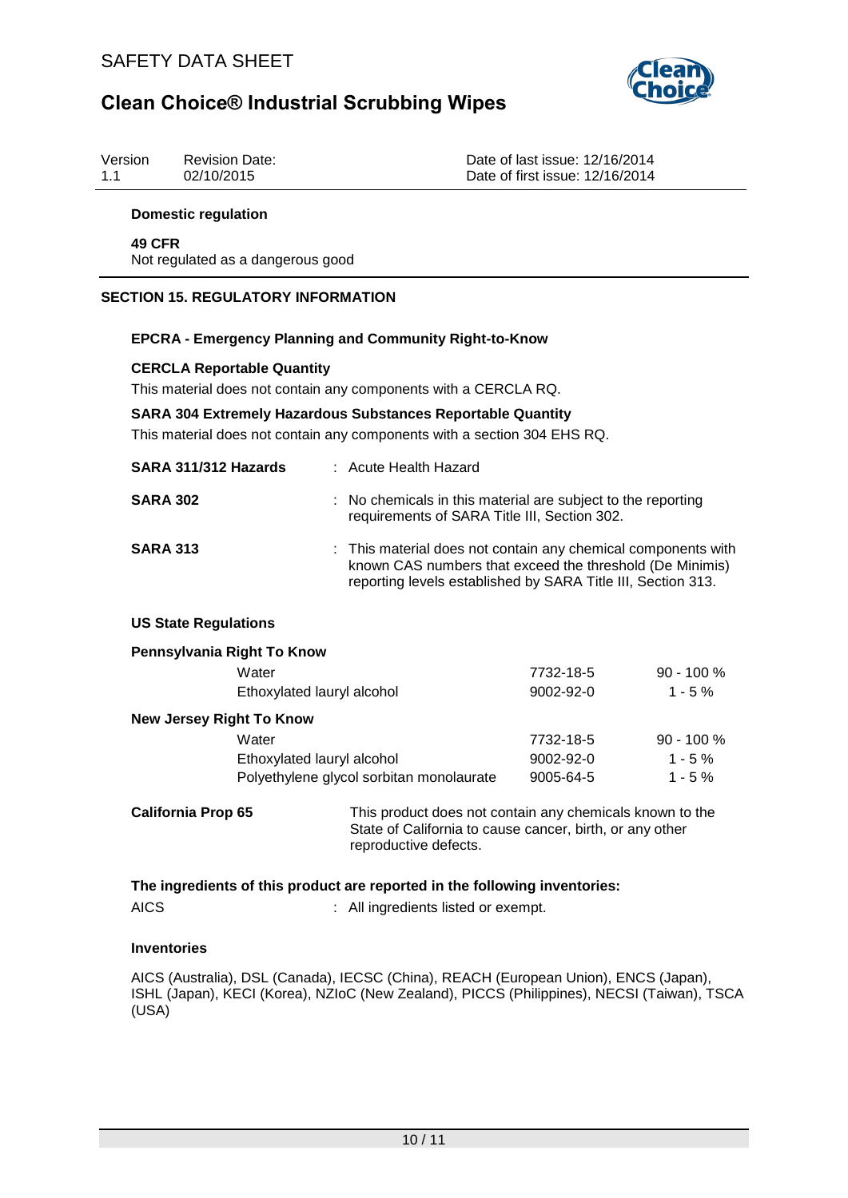### Domestic regulation

**49 CFR**
Not regulated as a dangerous good

## SECTION 15. REGULATORY INFORMATION

### EPCRA - Emergency Planning and Community Right-to-Know

**CERCLA Reportable Quantity**
This material does not contain any components with a CERCLA RQ.

**SARA 304 Extremely Hazardous Substances Reportable Quantity**
This material does not contain any components with a section 304 EHS RQ.

**SARA 311/312 Hazards** : Acute Health Hazard

**SARA 302** : No chemicals in this material are subject to the reporting requirements of SARA Title III, Section 302.

**SARA 313** : This material does not contain any chemical components with known CAS numbers that exceed the threshold (De Minimis) reporting levels established by SARA Title III, Section 313.

### US State Regulations

**Pennsylvania Right To Know**

| Component | CAS | Concentration |
|---|---|---|
| Water | 7732-18-5 | 90 - 100 % |
| Ethoxylated lauryl alcohol | 9002-92-0 | 1 - 5 % |

**New Jersey Right To Know**

| Component | CAS | Concentration |
|---|---|---|
| Water | 7732-18-5 | 90 - 100 % |
| Ethoxylated lauryl alcohol | 9002-92-0 | 1 - 5 % |
| Polyethylene glycol sorbitan monolaurate | 9005-64-5 | 1 - 5 % |

**California Prop 65** This product does not contain any chemicals known to the State of California to cause cancer, birth, or any other reproductive defects.

**The ingredients of this product are reported in the following inventories:**

AICS : All ingredients listed or exempt.

**Inventories**

AICS (Australia), DSL (Canada), IECSC (China), REACH (European Union), ENCS (Japan), ISHL (Japan), KECI (Korea), NZIoC (New Zealand), PICCS (Philippines), NECSI (Taiwan), TSCA (USA)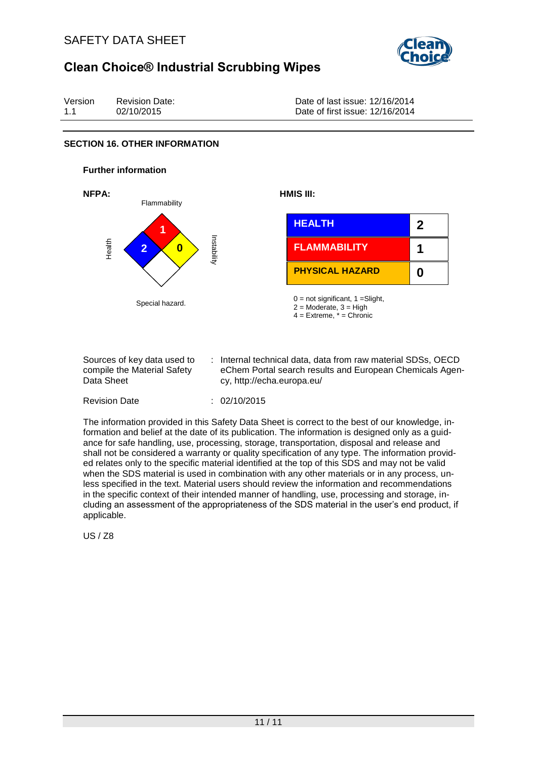## SECTION 16. OTHER INFORMATION

### Further information

**NFPA:**

Flammability

Health

Instability

1

2

0

Special hazard.

**HMIS III:**

| | |
|---|---|
| **HEALTH** | **2** |
| **FLAMMABILITY** | **1** |
| **PHYSICAL HAZARD** | **0** |

0 = not significant, 1 =Slight,
2 = Moderate, 3 = High
4 = Extreme, * = Chronic

Sources of key data used to compile the Material Safety Data Sheet : Internal technical data, data from raw material SDSs, OECD eChem Portal search results and European Chemicals Agency, http://echa.europa.eu/

Revision Date : 02/10/2015

The information provided in this Safety Data Sheet is correct to the best of our knowledge, information and belief at the date of its publication. The information is designed only as a guidance for safe handling, use, processing, storage, transportation, disposal and release and shall not be considered a warranty or quality specification of any type. The information provided relates only to the specific material identified at the top of this SDS and may not be valid when the SDS material is used in combination with any other materials or in any process, unless specified in the text. Material users should review the information and recommendations in the specific context of their intended manner of handling, use, processing and storage, including an assessment of the appropriateness of the SDS material in the user's end product, if applicable.

US / Z8